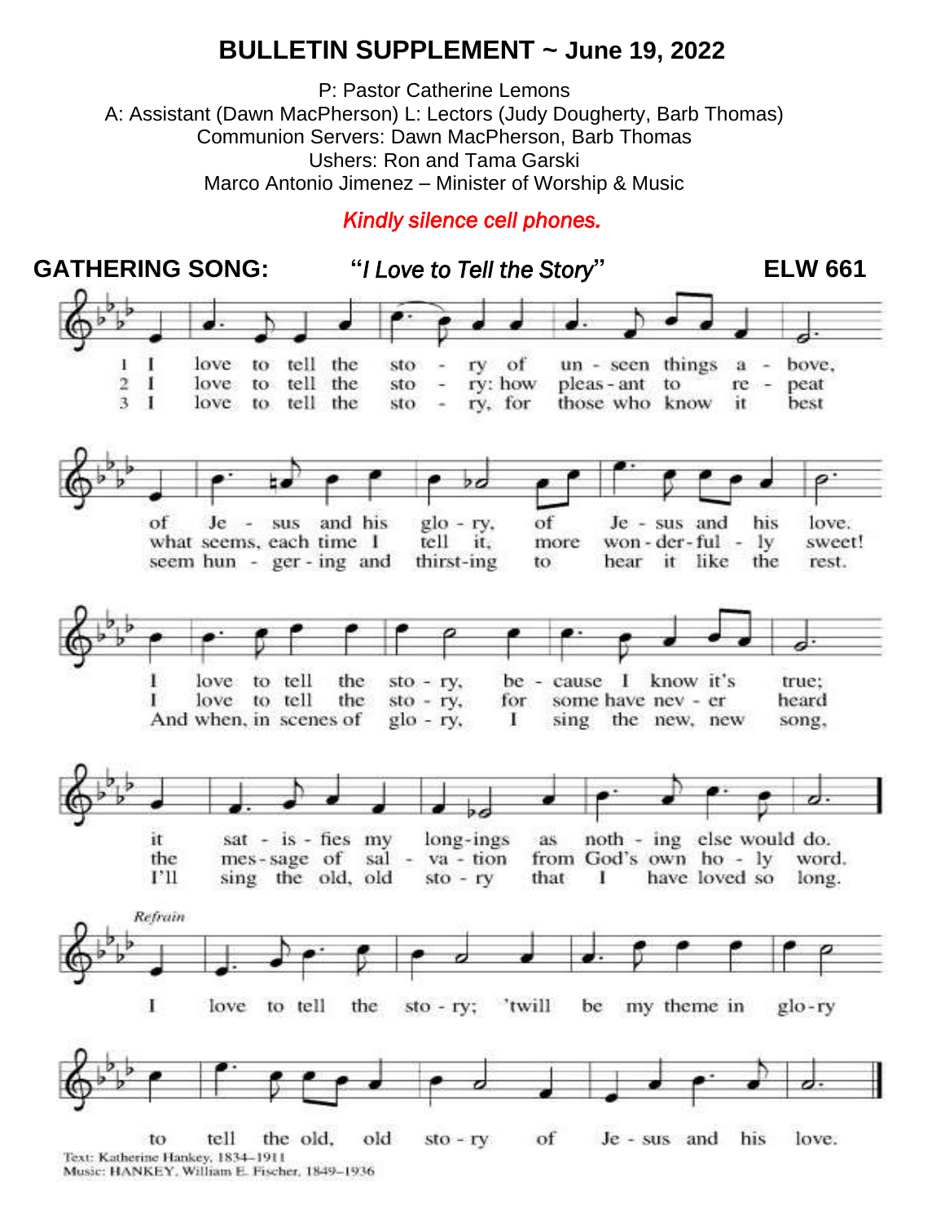# BULLETIN SUPPLEMENT ~ June 19, 2022

P: Pastor Catherine Lemons
A: Assistant (Dawn MacPherson) L: Lectors (Judy Dougherty, Barb Thomas)
Communion Servers: Dawn MacPherson, Barb Thomas
Ushers: Ron and Tama Garski
Marco Antonio Jimenez – Minister of Worship & Music

*Kindly silence cell phones.*

## GATHERING SONG: "*I Love to Tell the Story*" ELW 661

1 I love to tell the story of unseen things above, of Jesus and his glory, of Jesus and his love. I love to tell the story, because I know it's true; it satisfies my longings as nothing else would do.

2 I love to tell the story: how pleasant to repeat what seems, each time I tell it, more wonderfully sweet! I love to tell the story, for some have never heard the message of salvation from God's own holy word.

3 I love to tell the story, for those who know it best seem hungering and thirsting to hear it like the rest. And when, in scenes of glory, I sing the new, new song, I'll sing the old, old story that I have loved so long.

*Refrain*
I love to tell the story; 'twill be my theme in glory to tell the old, old story of Jesus and his love.

Text: Katherine Hankey, 1834–1911
Music: HANKEY, William E. Fischer, 1849–1936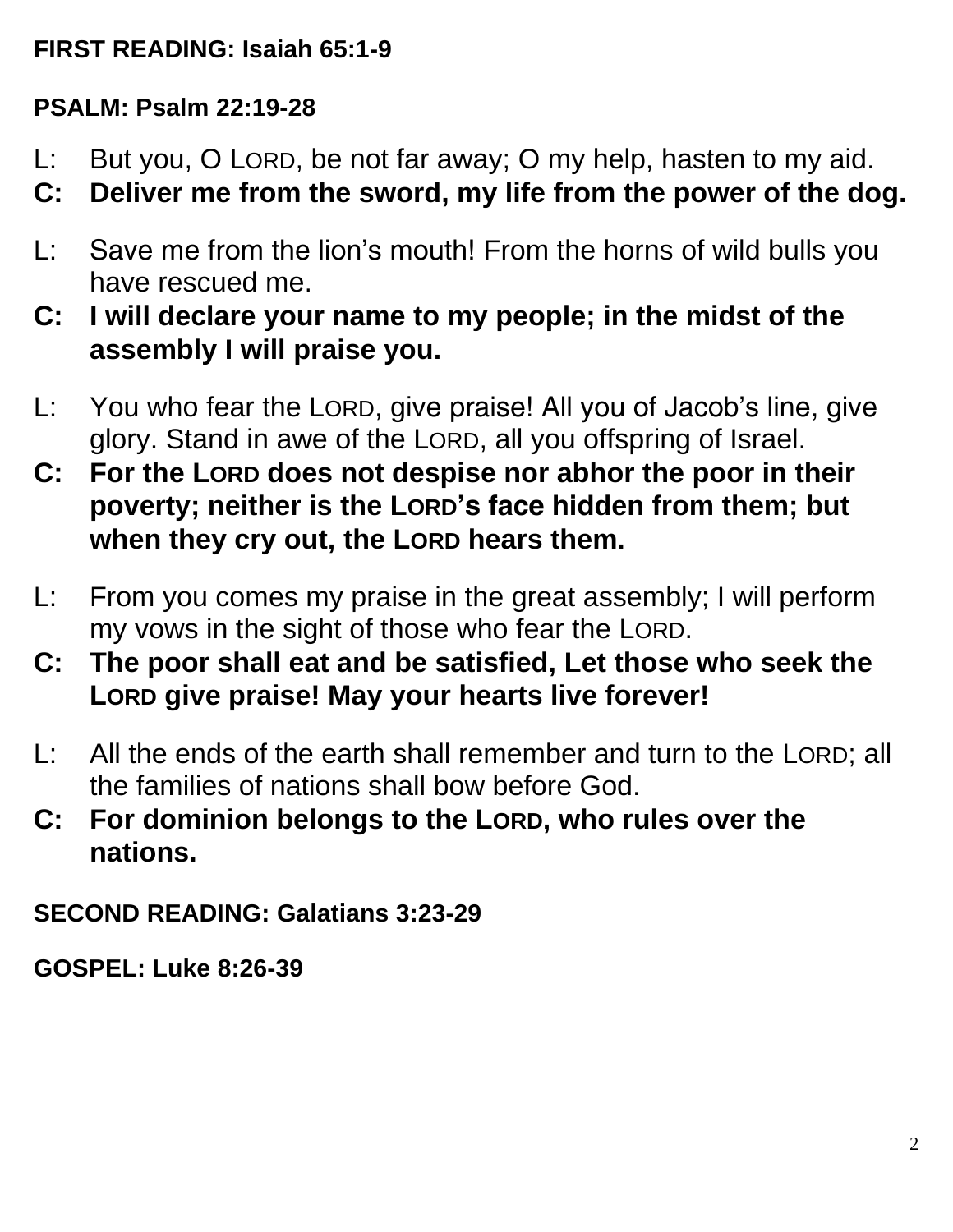**FIRST READING: Isaiah 65:1-9**

**PSALM: Psalm 22:19-28**

L: But you, O LORD, be not far away; O my help, hasten to my aid.

**C: Deliver me from the sword, my life from the power of the dog.**

L: Save me from the lion's mouth! From the horns of wild bulls you have rescued me.

**C: I will declare your name to my people; in the midst of the assembly I will praise you.**

L: You who fear the LORD, give praise! All you of Jacob's line, give glory. Stand in awe of the LORD, all you offspring of Israel.

**C: For the LORD does not despise nor abhor the poor in their poverty; neither is the LORD's face hidden from them; but when they cry out, the LORD hears them.**

L: From you comes my praise in the great assembly; I will perform my vows in the sight of those who fear the LORD.

**C: The poor shall eat and be satisfied, Let those who seek the LORD give praise! May your hearts live forever!**

L: All the ends of the earth shall remember and turn to the LORD; all the families of nations shall bow before God.

**C: For dominion belongs to the LORD, who rules over the nations.**

**SECOND READING: Galatians 3:23-29**

**GOSPEL: Luke 8:26-39**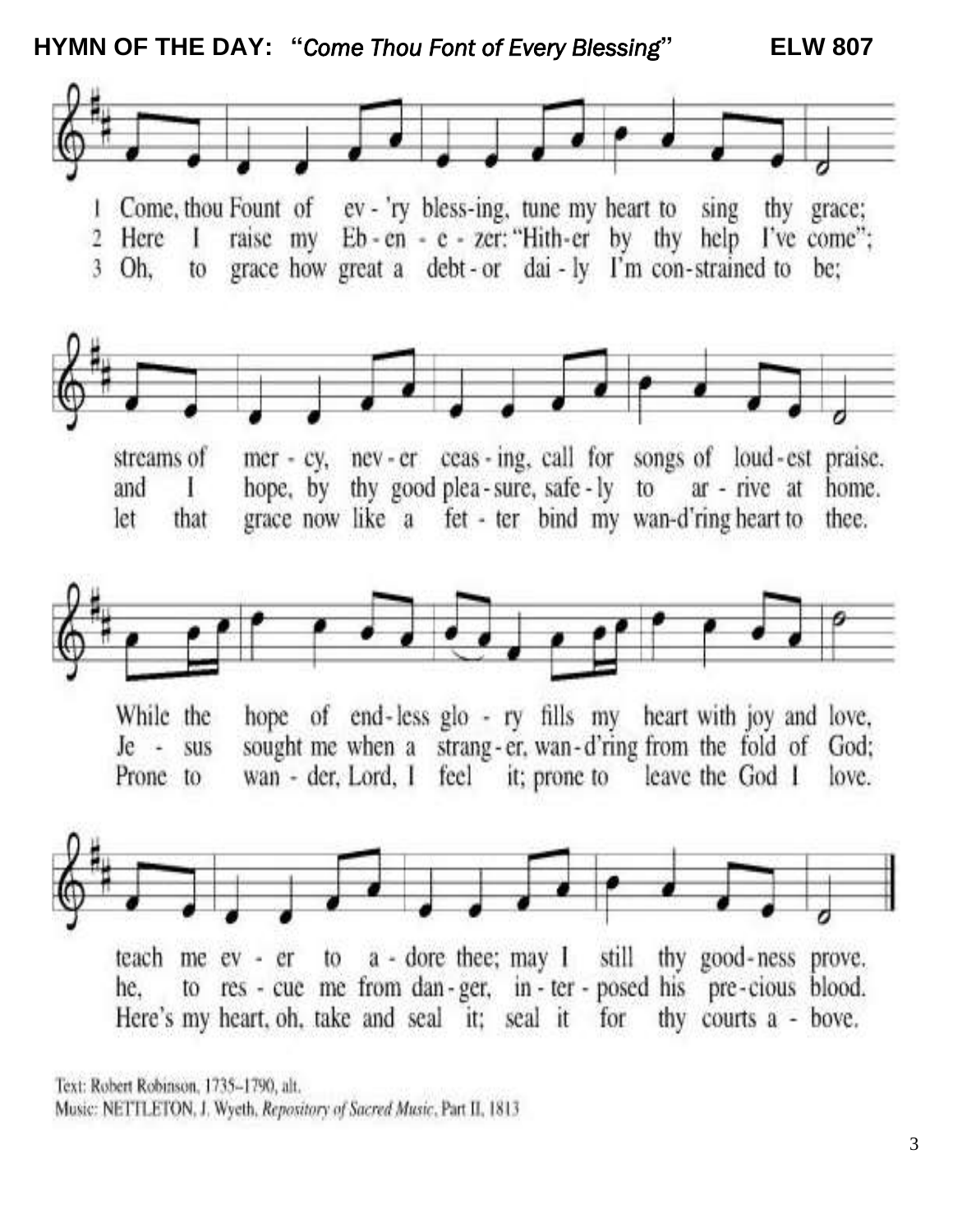**HYMN OF THE DAY: "*Come Thou Font of Every Blessing*" ELW 807**

1 Come, thou Fount of ev - 'ry bless-ing, tune my heart to sing thy grace;
streams of mer - cy, nev - er ceas - ing, call for songs of loud-est praise.
While the hope of end-less glo - ry fills my heart with joy and love,
teach me ev - er to a - dore thee; may I still thy good-ness prove.

2 Here I raise my Eb - en - e - zer: "Hith-er by thy help I've come";
and I hope, by thy good plea - sure, safe - ly to ar - rive at home.
Je - sus sought me when a strang - er, wan - d'ring from the fold of God;
he, to res - cue me from dan - ger, in - ter - posed his pre-cious blood.

3 Oh, to grace how great a debt - or dai - ly I'm con-strained to be;
let that grace now like a fet - ter bind my wan-d'ring heart to thee.
Prone to wan - der, Lord, I feel it; prone to leave the God I love.
Here's my heart, oh, take and seal it; seal it for thy courts a - bove.

Text: Robert Robinson, 1735–1790, alt.
Music: NETTLETON, J. Wyeth, *Repository of Sacred Music*, Part II, 1813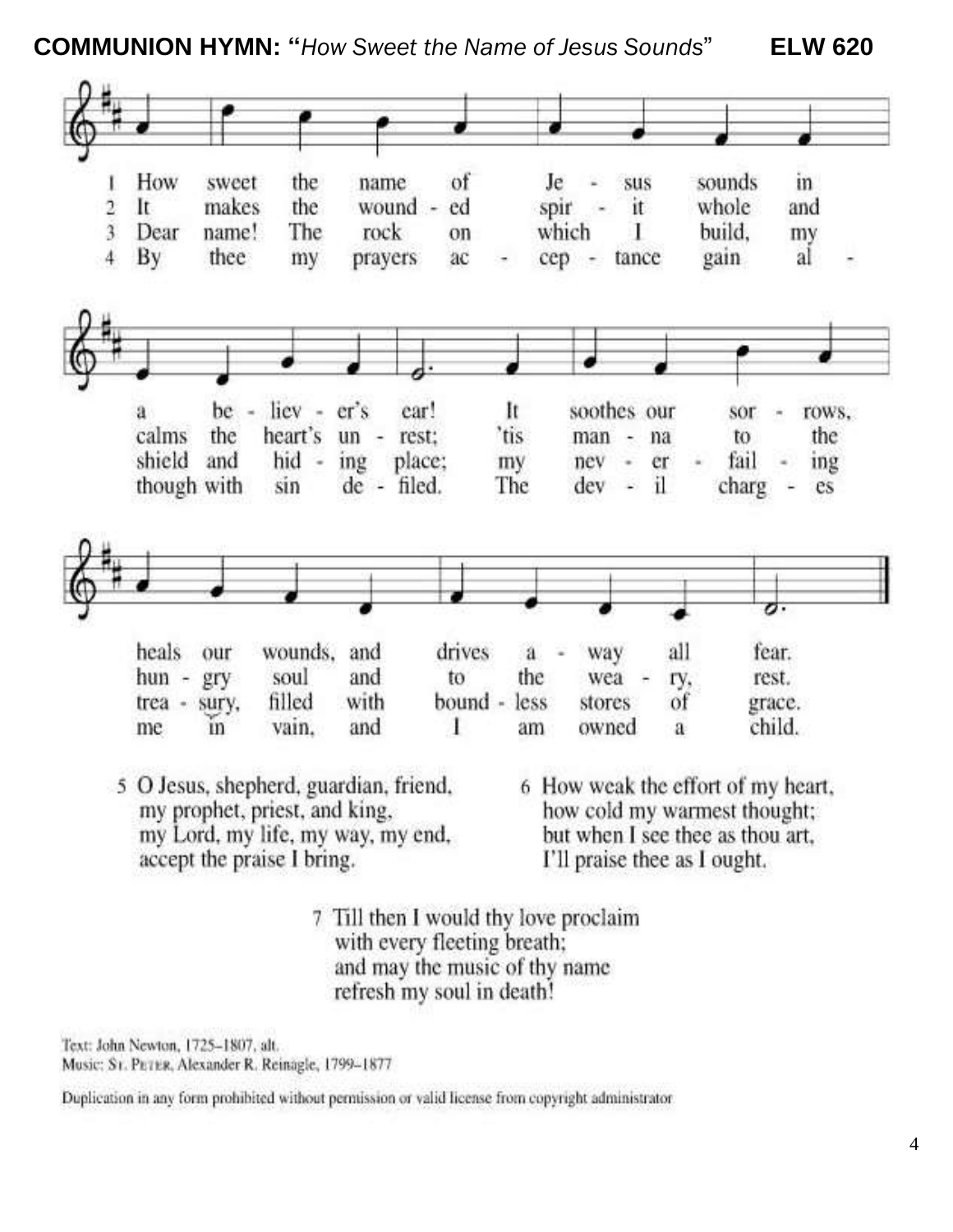**COMMUNION HYMN: "***How Sweet the Name of Jesus Sounds*" **ELW 620**

1 How sweet the name of Je - sus sounds in a be - liev - er's ear! It soothes our sor - rows, heals our wounds, and drives a - way all fear.

2 It makes the wound - ed spir - it whole and calms the heart's un - rest; 'tis man - na to the hun - gry soul and to the wea - ry, rest.

3 Dear name! The rock on which I build, my shield and hid - ing place; my nev - er - fail - ing trea - sury, filled with bound - less stores of grace.

4 By thee my prayers ac - cep - tance gain al - though with sin de - filed. The dev - il charg - es me in vain, and I am owned a child.

5 O Jesus, shepherd, guardian, friend,
my prophet, priest, and king,
my Lord, my life, my way, my end,
accept the praise I bring.

6 How weak the effort of my heart,
how cold my warmest thought;
but when I see thee as thou art,
I'll praise thee as I ought.

7 Till then I would thy love proclaim
with every fleeting breath;
and may the music of thy name
refresh my soul in death!

Text: John Newton, 1725–1807, alt.
Music: ST. PETER, Alexander R. Reinagle, 1799–1877

Duplication in any form prohibited without permission or valid license from copyright administrator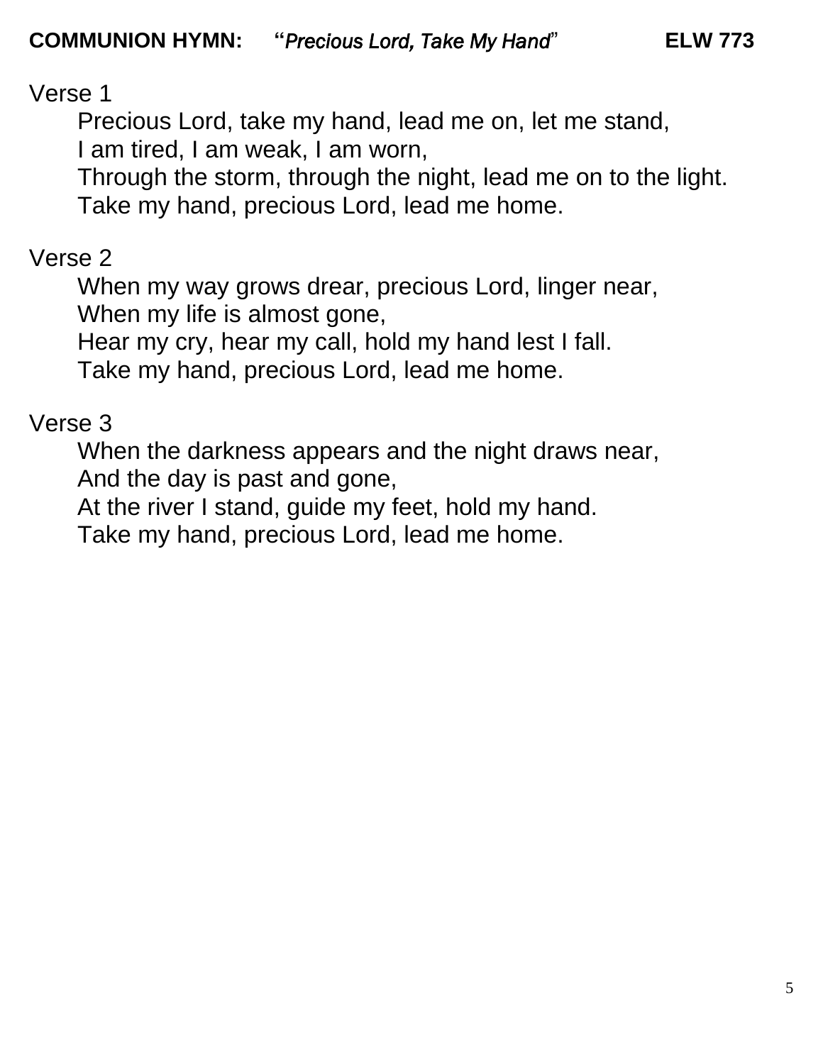**COMMUNION HYMN:** "*Precious Lord, Take My Hand*" **ELW 773**

Verse 1

Precious Lord, take my hand, lead me on, let me stand,
I am tired, I am weak, I am worn,
Through the storm, through the night, lead me on to the light.
Take my hand, precious Lord, lead me home.

Verse 2

When my way grows drear, precious Lord, linger near,
When my life is almost gone,
Hear my cry, hear my call, hold my hand lest I fall.
Take my hand, precious Lord, lead me home.

Verse 3

When the darkness appears and the night draws near,
And the day is past and gone,
At the river I stand, guide my feet, hold my hand.
Take my hand, precious Lord, lead me home.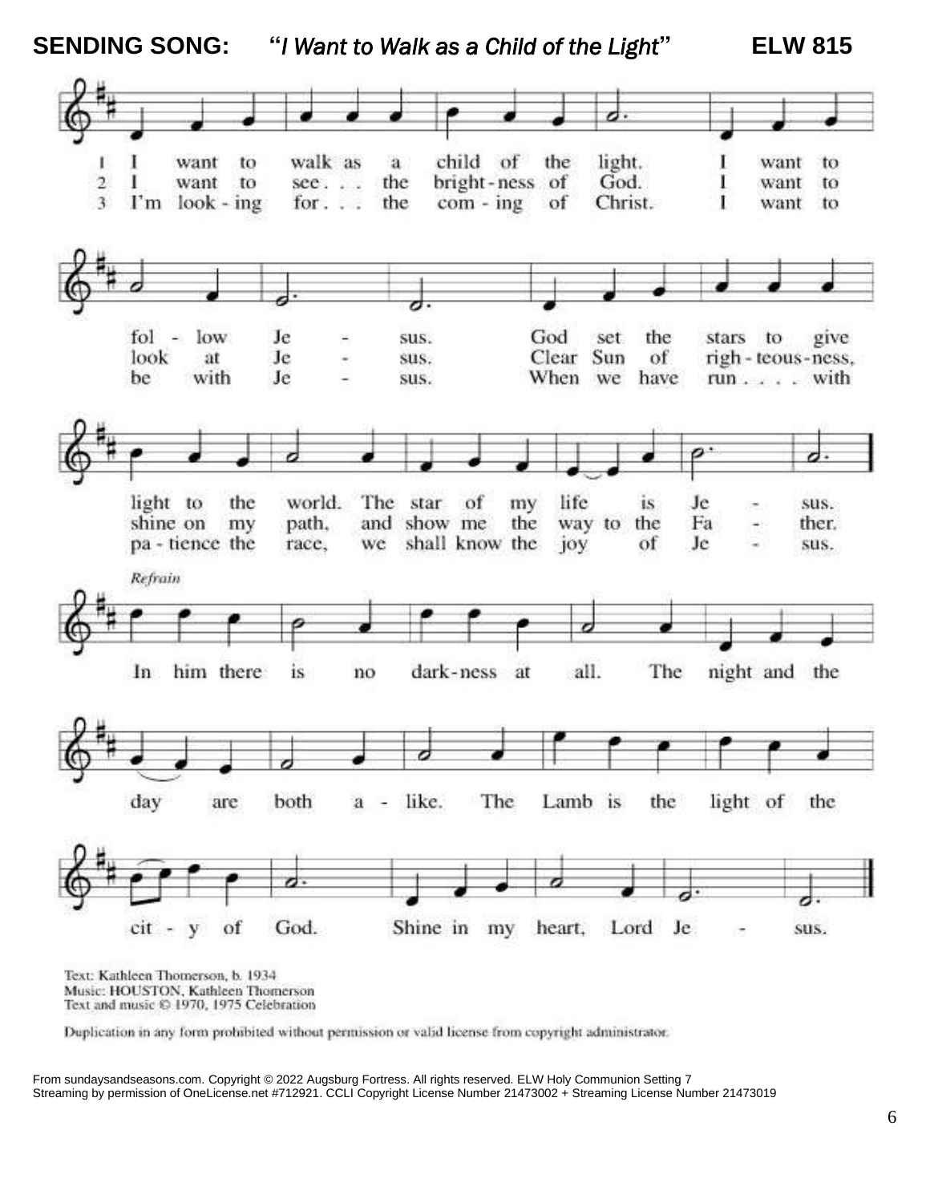**SENDING SONG:** "*I Want to Walk as a Child of the Light*" **ELW 815**

1 I want to walk as a child of the light. I want to follow Jesus. God set the stars to give light to the world. The star of my life is Jesus.

2 I want to see... the brightness of God. I want to look at Jesus. Clear Sun of righteousness, shine on my path, and show me the way to the Father.

3 I'm looking for... the coming of Christ. I want to be with Jesus. When we have run.... with patience the race, we shall know the joy of Jesus.

*Refrain*

In him there is no darkness at all. The night and the day are both alike. The Lamb is the light of the city of God. Shine in my heart, Lord Jesus.

Text: Kathleen Thomerson, b. 1934
Music: HOUSTON, Kathleen Thomerson
Text and music © 1970, 1975 Celebration

Duplication in any form prohibited without permission or valid license from copyright administrator.

From sundaysandseasons.com. Copyright © 2022 Augsburg Fortress. All rights reserved. ELW Holy Communion Setting 7
Streaming by permission of OneLicense.net #712921. CCLI Copyright License Number 21473002 + Streaming License Number 21473019